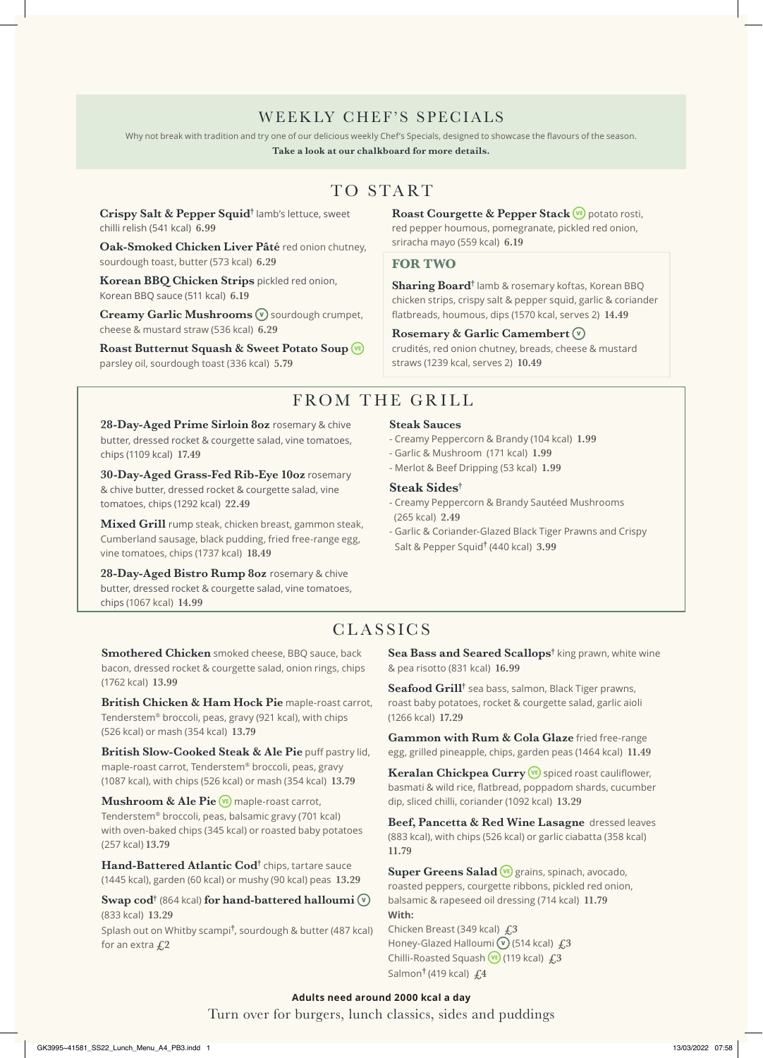## WEEKLY CHEF'S SPECIALS

Why not break with tradition and try one of our delicious weekly Chef's Specials, designed to showcase the flavours of the season.

**Take a look at our chalkboard for more details.**

## TO START

**Crispy Salt & Pepper Squid**† lamb's lettuce, sweet chilli relish (541 kcal) **6.99**

**Oak-Smoked Chicken Liver Pâté** red onion chutney, sourdough toast, butter (573 kcal) **6.29**

**Korean BBQ Chicken Strips** pickled red onion, Korean BBQ sauce (511 kcal) **6.19**

**Creamy Garlic Mushrooms** (V) sourdough crumpet, cheese & mustard straw (536 kcal) **6.29**

**Roast Butternut Squash & Sweet Potato Soup** (VE) parsley oil, sourdough toast (336 kcal) **5.79**

**Roast Courgette & Pepper Stack** (VE) potato rosti, red pepper houmous, pomegranate, pickled red onion, sriracha mayo (559 kcal) **6.19**

### FOR TWO

**Sharing Board**† lamb & rosemary koftas, Korean BBQ chicken strips, crispy salt & pepper squid, garlic & coriander flatbreads, houmous, dips (1570 kcal, serves 2) **14.49**

**Rosemary & Garlic Camembert** (V) crudités, red onion chutney, breads, cheese & mustard straws (1239 kcal, serves 2) **10.49**

## FROM THE GRILL

**28-Day-Aged Prime Sirloin 8oz** rosemary & chive butter, dressed rocket & courgette salad, vine tomatoes, chips (1109 kcal) **17.49**

**30-Day-Aged Grass-Fed Rib-Eye 10oz** rosemary & chive butter, dressed rocket & courgette salad, vine tomatoes, chips (1292 kcal) **22.49**

**Mixed Grill** rump steak, chicken breast, gammon steak, Cumberland sausage, black pudding, fried free-range egg, vine tomatoes, chips (1737 kcal) **18.49**

**28-Day-Aged Bistro Rump 8oz** rosemary & chive butter, dressed rocket & courgette salad, vine tomatoes, chips (1067 kcal) **14.99**

### Steak Sauces

- Creamy Peppercorn & Brandy (104 kcal) **1.99**
- Garlic & Mushroom (171 kcal) **1.99**
- Merlot & Beef Dripping (53 kcal) **1.99**

### Steak Sides†

- Creamy Peppercorn & Brandy Sautéed Mushrooms (265 kcal) **2.49**
- Garlic & Coriander-Glazed Black Tiger Prawns and Crispy Salt & Pepper Squid† (440 kcal) **3.99**

## CLASSICS

**Smothered Chicken** smoked cheese, BBQ sauce, back bacon, dressed rocket & courgette salad, onion rings, chips (1762 kcal) **13.99**

**British Chicken & Ham Hock Pie** maple-roast carrot, Tenderstem® broccoli, peas, gravy (921 kcal), with chips (526 kcal) or mash (354 kcal) **13.79**

**British Slow-Cooked Steak & Ale Pie** puff pastry lid, maple-roast carrot, Tenderstem® broccoli, peas, gravy (1087 kcal), with chips (526 kcal) or mash (354 kcal) **13.79**

**Mushroom & Ale Pie** (VE) maple-roast carrot, Tenderstem® broccoli, peas, balsamic gravy (701 kcal) with oven-baked chips (345 kcal) or roasted baby potatoes (257 kcal) **13.79**

**Hand-Battered Atlantic Cod**† chips, tartare sauce (1445 kcal), garden (60 kcal) or mushy (90 kcal) peas **13.29**

**Swap cod**† (864 kcal) **for hand-battered halloumi** (V) (833 kcal) **13.29**

Splash out on Whitby scampi†, sourdough & butter (487 kcal) for an extra **£2**

**Sea Bass and Seared Scallops**† king prawn, white wine & pea risotto (831 kcal) **16.99**

**Seafood Grill**† sea bass, salmon, Black Tiger prawns, roast baby potatoes, rocket & courgette salad, garlic aioli (1266 kcal) **17.29**

**Gammon with Rum & Cola Glaze** fried free-range egg, grilled pineapple, chips, garden peas (1464 kcal) **11.49**

**Keralan Chickpea Curry** (VE) spiced roast cauliflower, basmati & wild rice, flatbread, poppadom shards, cucumber dip, sliced chilli, coriander (1092 kcal) **13.29**

**Beef, Pancetta & Red Wine Lasagne** dressed leaves (883 kcal), with chips (526 kcal) or garlic ciabatta (358 kcal) **11.79**

**Super Greens Salad** (VE) grains, spinach, avocado, roasted peppers, courgette ribbons, pickled red onion, balsamic & rapeseed oil dressing (714 kcal) **11.79**

**With:**

Chicken Breast (349 kcal) **£3**
Honey-Glazed Halloumi (V) (514 kcal) **£3**
Chilli-Roasted Squash (VE) (119 kcal) **£3**
Salmon† (419 kcal) **£4**

**Adults need around 2000 kcal a day**

Turn over for burgers, lunch classics, sides and puddings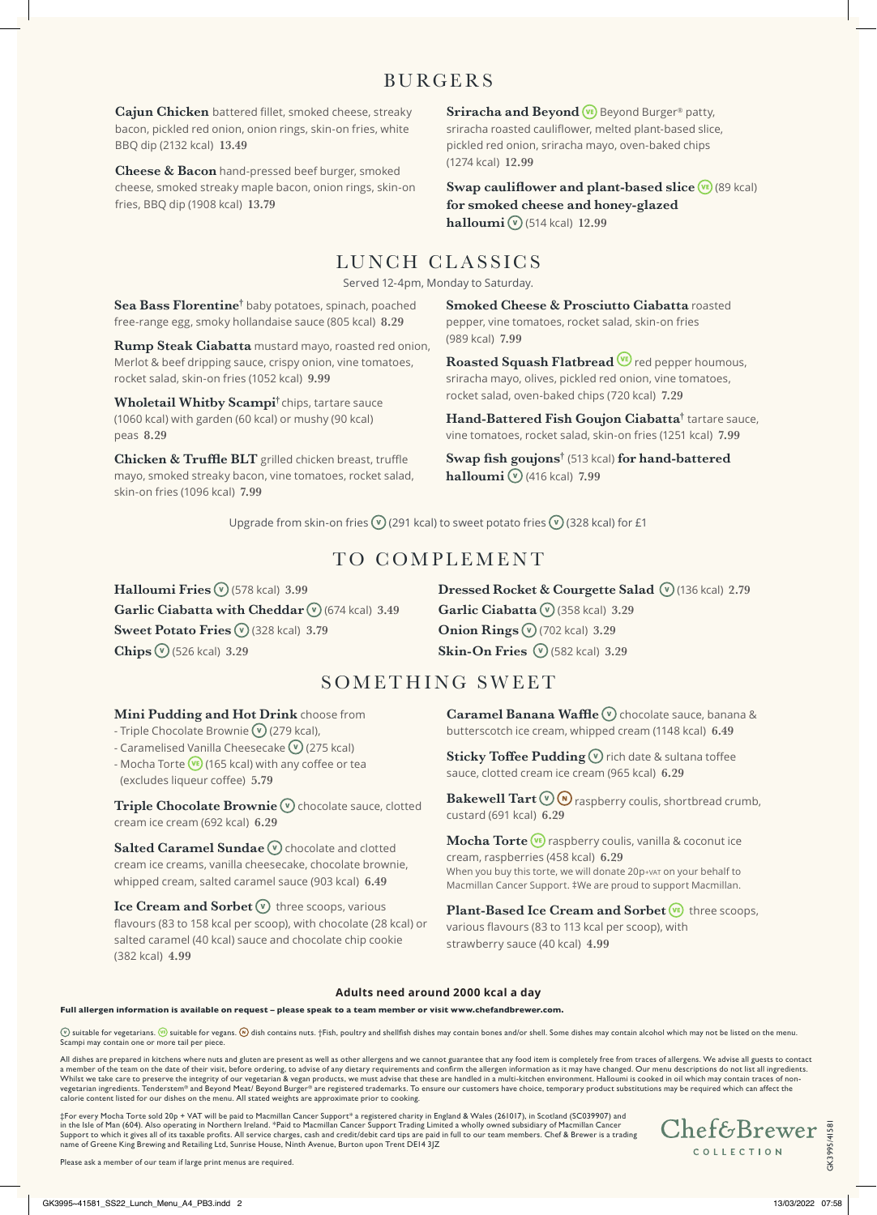## BURGERS

**Cajun Chicken** battered fillet, smoked cheese, streaky bacon, pickled red onion, onion rings, skin-on fries, white BBQ dip (2132 kcal) **13.49**

**Cheese & Bacon** hand-pressed beef burger, smoked cheese, smoked streaky maple bacon, onion rings, skin-on fries, BBQ dip (1908 kcal) **13.79**

**Sriracha and Beyond** (VE) Beyond Burger® patty, sriracha roasted cauliflower, melted plant-based slice, pickled red onion, sriracha mayo, oven-baked chips (1274 kcal) **12.99**

**Swap cauliflower and plant-based slice** (VE) (89 kcal) **for smoked cheese and honey-glazed halloumi** (V) (514 kcal) **12.99**

## LUNCH CLASSICS

Served 12-4pm, Monday to Saturday.

**Sea Bass Florentine**† baby potatoes, spinach, poached free-range egg, smoky hollandaise sauce (805 kcal) **8.29**

**Rump Steak Ciabatta** mustard mayo, roasted red onion, Merlot & beef dripping sauce, crispy onion, vine tomatoes, rocket salad, skin-on fries (1052 kcal) **9.99**

**Wholetail Whitby Scampi**† chips, tartare sauce (1060 kcal) with garden (60 kcal) or mushy (90 kcal) peas **8.29**

**Chicken & Truffle BLT** grilled chicken breast, truffle mayo, smoked streaky bacon, vine tomatoes, rocket salad, skin-on fries (1096 kcal) **7.99**

**Smoked Cheese & Prosciutto Ciabatta** roasted pepper, vine tomatoes, rocket salad, skin-on fries (989 kcal) **7.99**

**Roasted Squash Flatbread** (VE) red pepper houmous, sriracha mayo, olives, pickled red onion, vine tomatoes, rocket salad, oven-baked chips (720 kcal) **7.29**

**Hand-Battered Fish Goujon Ciabatta**† tartare sauce, vine tomatoes, rocket salad, skin-on fries (1251 kcal) **7.99**

**Swap fish goujons**† (513 kcal) **for hand-battered halloumi** (V) (416 kcal) **7.99**

Upgrade from skin-on fries (V) (291 kcal) to sweet potato fries (V) (328 kcal) for £1

## TO COMPLEMENT

**Halloumi Fries** (V) (578 kcal) **3.99**
**Garlic Ciabatta with Cheddar** (V) (674 kcal) **3.49**
**Sweet Potato Fries** (V) (328 kcal) **3.79**
**Chips** (V) (526 kcal) **3.29**
**Dressed Rocket & Courgette Salad** (V) (136 kcal) **2.79**
**Garlic Ciabatta** (V) (358 kcal) **3.29**
**Onion Rings** (V) (702 kcal) **3.29**
**Skin-On Fries** (V) (582 kcal) **3.29**

## SOMETHING SWEET

**Mini Pudding and Hot Drink** choose from
- Triple Chocolate Brownie (V) (279 kcal),
- Caramelised Vanilla Cheesecake (V) (275 kcal)
- Mocha Torte (VE) (165 kcal) with any coffee or tea (excludes liqueur coffee) **5.79**

**Triple Chocolate Brownie** (V) chocolate sauce, clotted cream ice cream (692 kcal) **6.29**

**Salted Caramel Sundae** (V) chocolate and clotted cream ice creams, vanilla cheesecake, chocolate brownie, whipped cream, salted caramel sauce (903 kcal) **6.49**

**Ice Cream and Sorbet** (V) three scoops, various flavours (83 to 158 kcal per scoop), with chocolate (28 kcal) or salted caramel (40 kcal) sauce and chocolate chip cookie (382 kcal) **4.99**

**Caramel Banana Waffle** (V) chocolate sauce, banana & butterscotch ice cream, whipped cream (1148 kcal) **6.49**

**Sticky Toffee Pudding** (V) rich date & sultana toffee sauce, clotted cream ice cream (965 kcal) **6.29**

**Bakewell Tart** (V) (N) raspberry coulis, shortbread crumb, custard (691 kcal) **6.29**

**Mocha Torte** (VE) raspberry coulis, vanilla & coconut ice cream, raspberries (458 kcal) **6.29**
When you buy this torte, we will donate 20p+VAT on your behalf to Macmillan Cancer Support. ‡We are proud to support Macmillan.

**Plant-Based Ice Cream and Sorbet** (VE) three scoops, various flavours (83 to 113 kcal per scoop), with strawberry sauce (40 kcal) **4.99**

**Adults need around 2000 kcal a day**

**Full allergen information is available on request – please speak to a team member or visit www.chefandbrewer.com.**

(V) suitable for vegetarians. (VE) suitable for vegans. (N) dish contains nuts. †Fish, poultry and shellfish dishes may contain bones and/or shell. Some dishes may contain alcohol which may not be listed on the menu. Scampi may contain one or more tail per piece.

All dishes are prepared in kitchens where nuts and gluten are present as well as other allergens and we cannot guarantee that any food item is completely free from traces of allergens. We advise all guests to contact a member of the team on the date of their visit, before ordering, to advise of any dietary requirements and confirm the allergen information as it may have changed. Our menu descriptions do not list all ingredients. Whilst we take care to preserve the integrity of our vegetarian & vegan products, we must advise that these are handled in a multi-kitchen environment. Halloumi is cooked in oil which may contain traces of non-vegetarian ingredients. Tenderstem® and Beyond Meat/ Beyond Burger® are registered trademarks. To ensure our customers have choice, temporary product substitutions may be required which can affect the calorie content listed for our dishes on the menu. All stated weights are approximate prior to cooking.

‡For every Mocha Torte sold 20p + VAT will be paid to Macmillan Cancer Support® a registered charity in England & Wales (261017), in Scotland (SC039907) and in the Isle of Man (604). Also operating in Northern Ireland. ®Paid to Macmillan Cancer Support Trading Limited a wholly owned subsidiary of Macmillan Cancer Support to which it gives all of its taxable profits. All service charges, cash and credit/debit card tips are paid in full to our team members. Chef & Brewer is a trading name of Greene King Brewing and Retailing Ltd, Sunrise House, Ninth Avenue, Burton upon Trent DE14 3JZ

Please ask a member of our team if large print menus are required.

Chef&Brewer COLLECTION

GK3995/41581